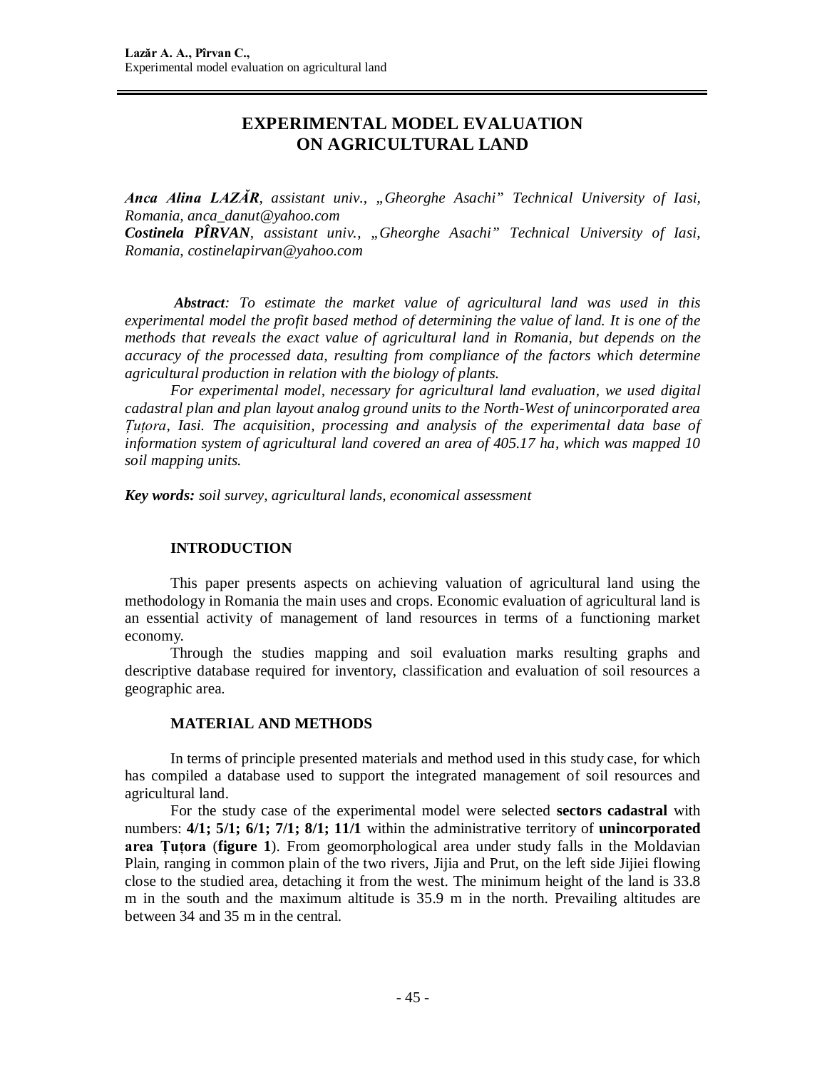# EXPERIMENTAL MODEL EVALUATION ON AGRICULTURAL LAND

***Anca Alina LAZĂR****, assistant univ., „Gheorghe Asachi” Technical University of Iasi, Romania, anca_danut@yahoo.com*
***Costinela PÎRVAN****, assistant univ., „Gheorghe Asachi” Technical University of Iasi, Romania, costinelapirvan@yahoo.com*

***Abstract****: To estimate the market value of agricultural land was used in this experimental model the profit based method of determining the value of land. It is one of the methods that reveals the exact value of agricultural land in Romania, but depends on the accuracy of the processed data, resulting from compliance of the factors which determine agricultural production in relation with the biology of plants.*

*For experimental model, necessary for agricultural land evaluation, we used digital cadastral plan and plan layout analog ground units to the North-West of unincorporated area Țuțora, Iasi. The acquisition, processing and analysis of the experimental data base of information system of agricultural land covered an area of 405.17 ha, which was mapped 10 soil mapping units.*

***Key words:*** *soil survey, agricultural lands, economical assessment*

## INTRODUCTION

This paper presents aspects on achieving valuation of agricultural land using the methodology in Romania the main uses and crops. Economic evaluation of agricultural land is an essential activity of management of land resources in terms of a functioning market economy.

Through the studies mapping and soil evaluation marks resulting graphs and descriptive database required for inventory, classification and evaluation of soil resources a geographic area.

## MATERIAL AND METHODS

In terms of principle presented materials and method used in this study case, for which has compiled a database used to support the integrated management of soil resources and agricultural land.

For the study case of the experimental model were selected **sectors cadastral** with numbers: **4/1; 5/1; 6/1; 7/1; 8/1; 11/1** within the administrative territory of **unincorporated area Țuțora** (**figure 1**). From geomorphological area under study falls in the Moldavian Plain, ranging in common plain of the two rivers, Jijia and Prut, on the left side Jijiei flowing close to the studied area, detaching it from the west. The minimum height of the land is 33.8 m in the south and the maximum altitude is 35.9 m in the north. Prevailing altitudes are between 34 and 35 m in the central.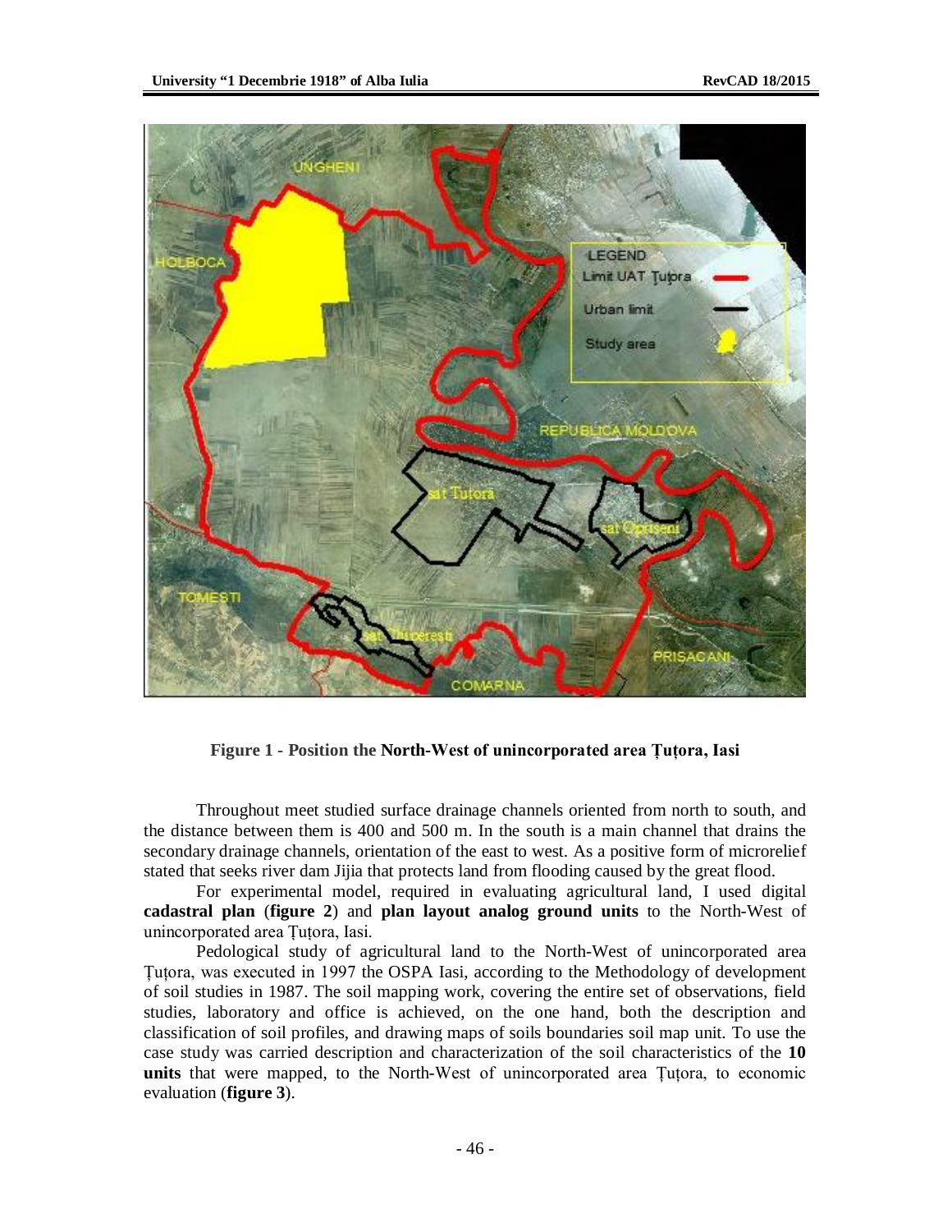**Figure 1 - Position the North-West of unincorporated area Țuțora, Iasi**

Throughout meet studied surface drainage channels oriented from north to south, and the distance between them is 400 and 500 m. In the south is a main channel that drains the secondary drainage channels, orientation of the east to west. As a positive form of microrelief stated that seeks river dam Jijia that protects land from flooding caused by the great flood.

For experimental model, required in evaluating agricultural land, I used digital **cadastral plan** (**figure 2**) and **plan layout analog ground units** to the North-West of unincorporated area Țuțora, Iasi.

Pedological study of agricultural land to the North-West of unincorporated area Țuțora, was executed in 1997 the OSPA Iasi, according to the Methodology of development of soil studies in 1987. The soil mapping work, covering the entire set of observations, field studies, laboratory and office is achieved, on the one hand, both the description and classification of soil profiles, and drawing maps of soils boundaries soil map unit. To use the case study was carried description and characterization of the soil characteristics of the **10 units** that were mapped, to the North-West of unincorporated area Țuțora, to economic evaluation (**figure 3**).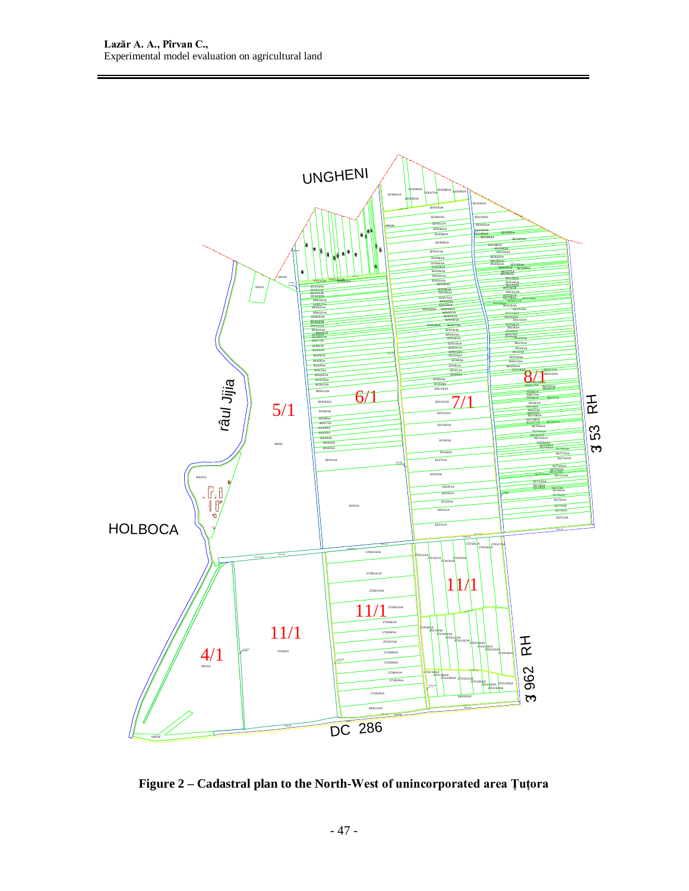Figure 2 – Cadastral plan to the North-West of unincorporated area Țuțora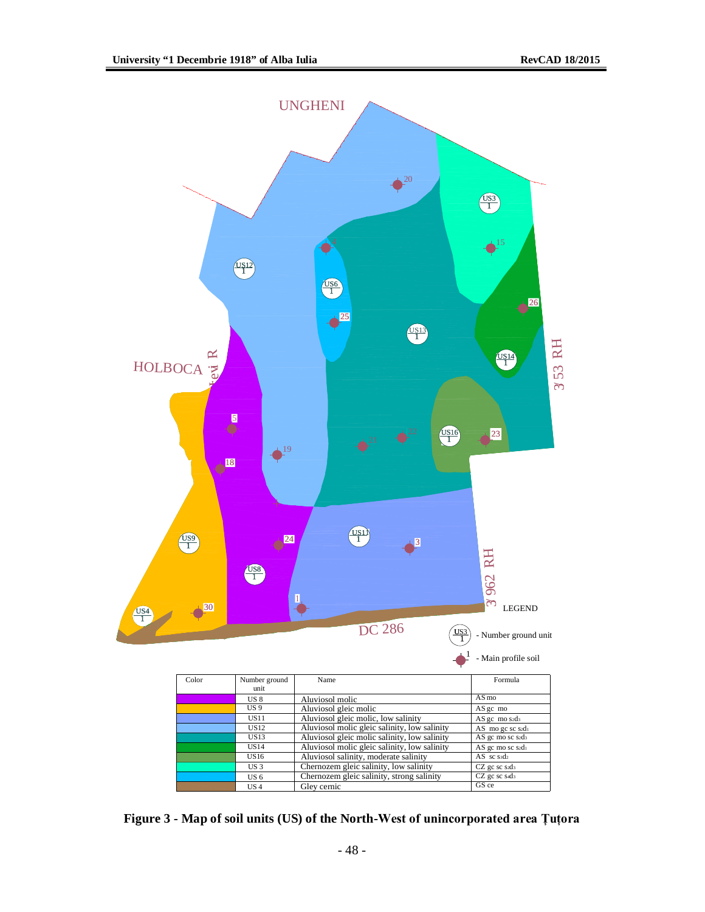| Color | Number ground unit | Name | Formula |
|---|---|---|---|
| | US 8 | Aluviosol molic | AS mo |
| | US 9 | Aluviosol gleic molic | AS gc mo |
| | US11 | Aluviosol gleic molic, low salinity | AS gc mo $s_3d_3$ |
| | US12 | Aluviosol molic gleic salinity, low salinity | AS mo gc sc $s_3d_1$ |
| | US13 | Aluviosol gleic molic salinity, low salinity | AS gc mo sc $s_3d_3$ |
| | US14 | Aluviosol molic gleic salinity, low salinity | AS gc mo sc $s_3d_1$ |
| | US16 | Aluviosol salinity, moderate salinity | AS sc $s_3d_2$ |
| | US 3 | Chernozem gleic salinity, low salinity | CZ gc sc $s_3d_3$ |
| | US 6 | Chernozem gleic salinity, strong salinity | CZ gc sc $s_4d_3$ |
| | US 4 | Gley cernic | GS ce |

**Figure 3 - Map of soil units (US) of the North-West of unincorporated area Țuțora**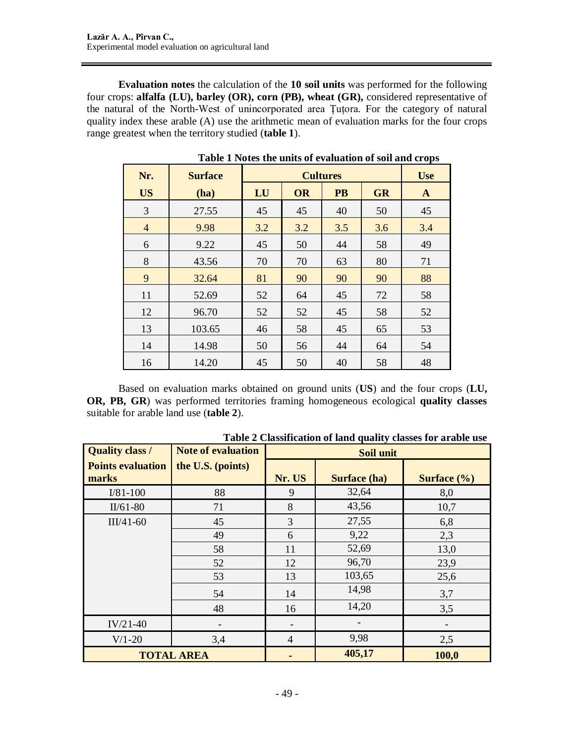**Evaluation notes** the calculation of the **10 soil units** was performed for the following four crops: **alfalfa (LU), barley (OR), corn (PB), wheat (GR),** considered representative of the natural of the North-West of unincorporated area Țuțora. For the category of natural quality index these arable (A) use the arithmetic mean of evaluation marks for the four crops range greatest when the territory studied (**table 1**).

**Table 1 Notes the units of evaluation of soil and crops**

| Nr. | Surface | Cultures | | | | Use |
|---|---|---|---|---|---|---|
| US | (ha) | LU | OR | PB | GR | A |
| 3 | 27.55 | 45 | 45 | 40 | 50 | 45 |
| 4 | 9.98 | 3.2 | 3.2 | 3.5 | 3.6 | 3.4 |
| 6 | 9.22 | 45 | 50 | 44 | 58 | 49 |
| 8 | 43.56 | 70 | 70 | 63 | 80 | 71 |
| 9 | 32.64 | 81 | 90 | 90 | 90 | 88 |
| 11 | 52.69 | 52 | 64 | 45 | 72 | 58 |
| 12 | 96.70 | 52 | 52 | 45 | 58 | 52 |
| 13 | 103.65 | 46 | 58 | 45 | 65 | 53 |
| 14 | 14.98 | 50 | 56 | 44 | 64 | 54 |
| 16 | 14.20 | 45 | 50 | 40 | 58 | 48 |

Based on evaluation marks obtained on ground units (**US**) and the four crops (**LU, OR, PB, GR**) was performed territories framing homogeneous ecological **quality classes** suitable for arable land use (**table 2**).

**Table 2 Classification of land quality classes for arable use**

| Quality class / Points evaluation marks | Note of evaluation the U.S. (points) | Soil unit | | |
|---|---|---|---|---|
| | | Nr. US | Surface (ha) | Surface (%) |
| I/81-100 | 88 | 9 | 32,64 | 8,0 |
| II/61-80 | 71 | 8 | 43,56 | 10,7 |
| III/41-60 | 45 | 3 | 27,55 | 6,8 |
| | 49 | 6 | 9,22 | 2,3 |
| | 58 | 11 | 52,69 | 13,0 |
| | 52 | 12 | 96,70 | 23,9 |
| | 53 | 13 | 103,65 | 25,6 |
| | 54 | 14 | 14,98 | 3,7 |
| | 48 | 16 | 14,20 | 3,5 |
| IV/21-40 | - | - | - | - |
| V/1-20 | 3,4 | 4 | 9,98 | 2,5 |
| **TOTAL AREA** | | - | **405,17** | **100,0** |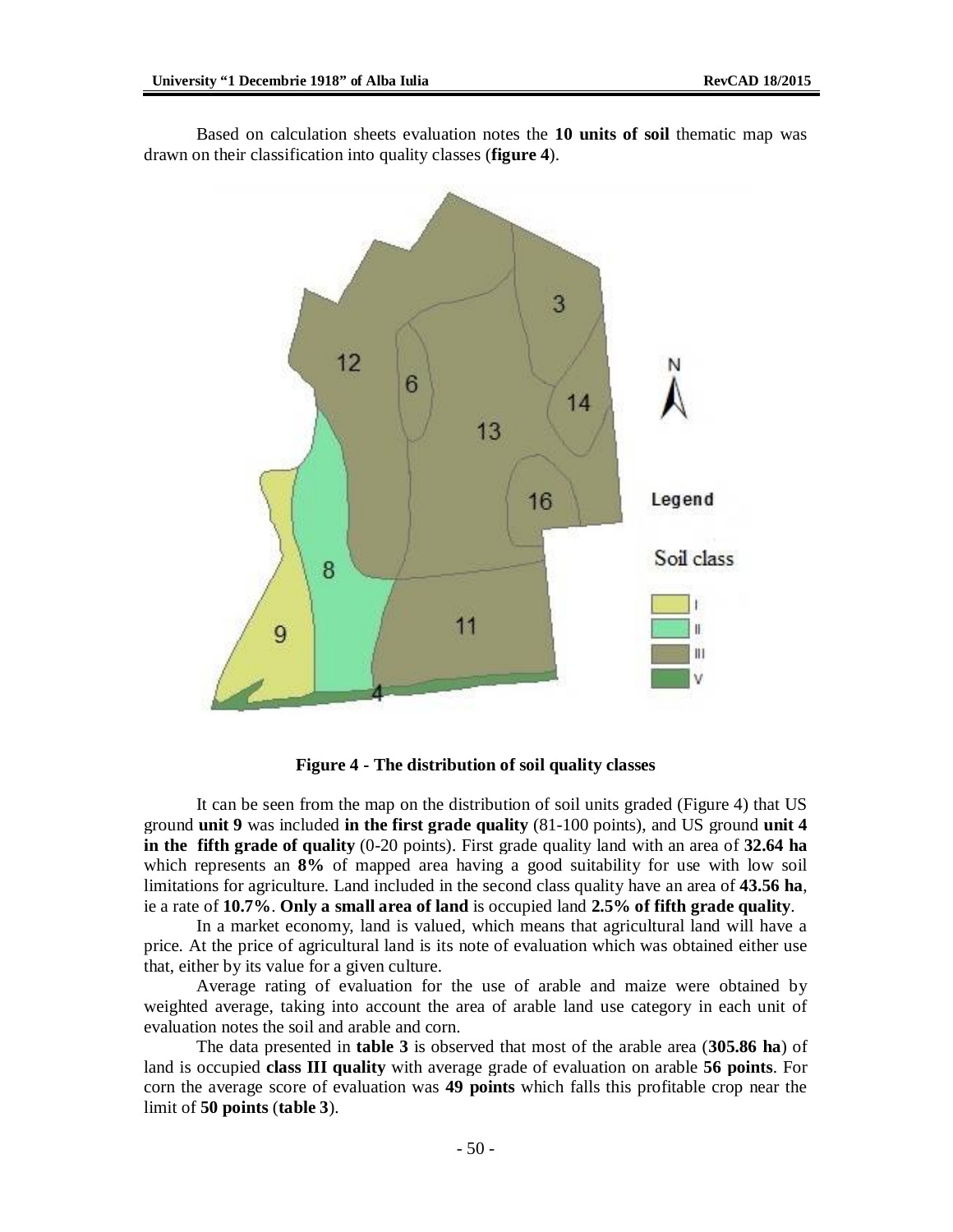Based on calculation sheets evaluation notes the **10 units of soil** thematic map was drawn on their classification into quality classes (**figure 4**).

**Figure 4 - The distribution of soil quality classes**

It can be seen from the map on the distribution of soil units graded (Figure 4) that US ground **unit 9** was included **in the first grade quality** (81-100 points), and US ground **unit 4 in the fifth grade of quality** (0-20 points). First grade quality land with an area of **32.64 ha** which represents an **8%** of mapped area having a good suitability for use with low soil limitations for agriculture. Land included in the second class quality have an area of **43.56 ha**, ie a rate of **10.7%**. **Only a small area of land** is occupied land **2.5% of fifth grade quality**.

In a market economy, land is valued, which means that agricultural land will have a price. At the price of agricultural land is its note of evaluation which was obtained either use that, either by its value for a given culture.

Average rating of evaluation for the use of arable and maize were obtained by weighted average, taking into account the area of arable land use category in each unit of evaluation notes the soil and arable and corn.

The data presented in **table 3** is observed that most of the arable area (**305.86 ha**) of land is occupied **class III quality** with average grade of evaluation on arable **56 points**. For corn the average score of evaluation was **49 points** which falls this profitable crop near the limit of **50 points** (**table 3**).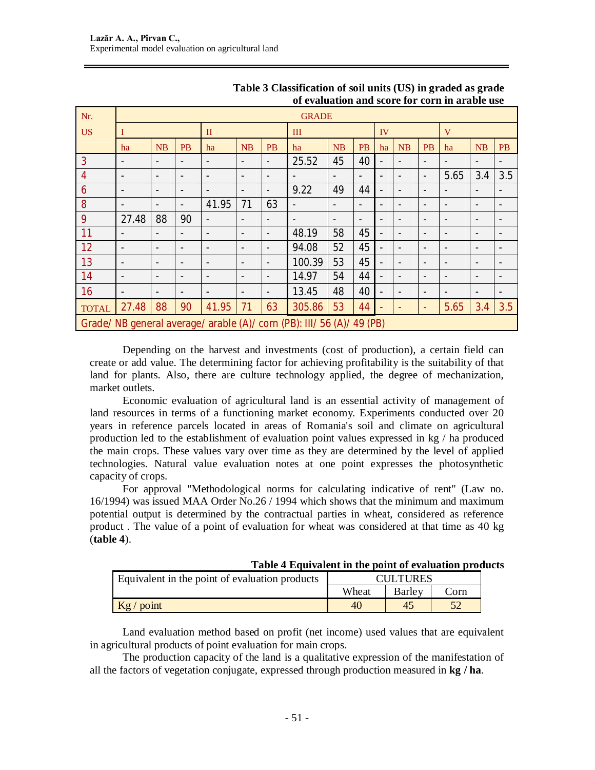**Table 3 Classification of soil units (US) in graded as grade of evaluation and score for corn in arable use**

| Nr. US | GRADE | | | | | | | | | | | | | | |
|---|---|---|---|---|---|---|---|---|---|---|---|---|---|---|---|
| | I | | | II | | | III | | | IV | | | V | | |
| | ha | NB | PB | ha | NB | PB | ha | NB | PB | ha | NB | PB | ha | NB | PB |
| 3 | - | - | - | - | - | - | 25.52 | 45 | 40 | - | - | - | - | - | - |
| 4 | - | - | - | - | - | - | - | - | - | - | - | - | 5.65 | 3.4 | 3.5 |
| 6 | - | - | - | - | - | - | 9.22 | 49 | 44 | - | - | - | - | - | - |
| 8 | - | - | - | 41.95 | 71 | 63 | - | - | - | - | - | - | - | - | - |
| 9 | 27.48 | 88 | 90 | - | - | - | - | - | - | - | - | - | - | - | - |
| 11 | - | - | - | - | - | - | 48.19 | 58 | 45 | - | - | - | - | - | - |
| 12 | - | - | - | - | - | - | 94.08 | 52 | 45 | - | - | - | - | - | - |
| 13 | - | - | - | - | - | - | 100.39 | 53 | 45 | - | - | - | - | - | - |
| 14 | - | - | - | - | - | - | 14.97 | 54 | 44 | - | - | - | - | - | - |
| 16 | - | - | - | - | - | - | 13.45 | 48 | 40 | - | - | - | - | - | - |
| TOTAL | 27.48 | 88 | 90 | 41.95 | 71 | 63 | 305.86 | 53 | 44 | - | - | - | 5.65 | 3.4 | 3.5 |
| Grade/ NB general average/ arable (A)/ corn (PB): III/ 56 (A)/ 49 (PB) | | | | | | | | | | | | | | | |

Depending on the harvest and investments (cost of production), a certain field can create or add value. The determining factor for achieving profitability is the suitability of that land for plants. Also, there are culture technology applied, the degree of mechanization, market outlets.

Economic evaluation of agricultural land is an essential activity of management of land resources in terms of a functioning market economy. Experiments conducted over 20 years in reference parcels located in areas of Romania's soil and climate on agricultural production led to the establishment of evaluation point values expressed in kg / ha produced the main crops. These values vary over time as they are determined by the level of applied technologies. Natural value evaluation notes at one point expresses the photosynthetic capacity of crops.

For approval "Methodological norms for calculating indicative of rent" (Law no. 16/1994) was issued MAA Order No.26 / 1994 which shows that the minimum and maximum potential output is determined by the contractual parties in wheat, considered as reference product . The value of a point of evaluation for wheat was considered at that time as 40 kg (**table 4**).

**Table 4 Equivalent in the point of evaluation products**

| Equivalent in the point of evaluation products | CULTURES | | |
|---|---|---|---|
| | Wheat | Barley | Corn |
| Kg / point | 40 | 45 | 52 |

Land evaluation method based on profit (net income) used values that are equivalent in agricultural products of point evaluation for main crops.

The production capacity of the land is a qualitative expression of the manifestation of all the factors of vegetation conjugate, expressed through production measured in **kg / ha**.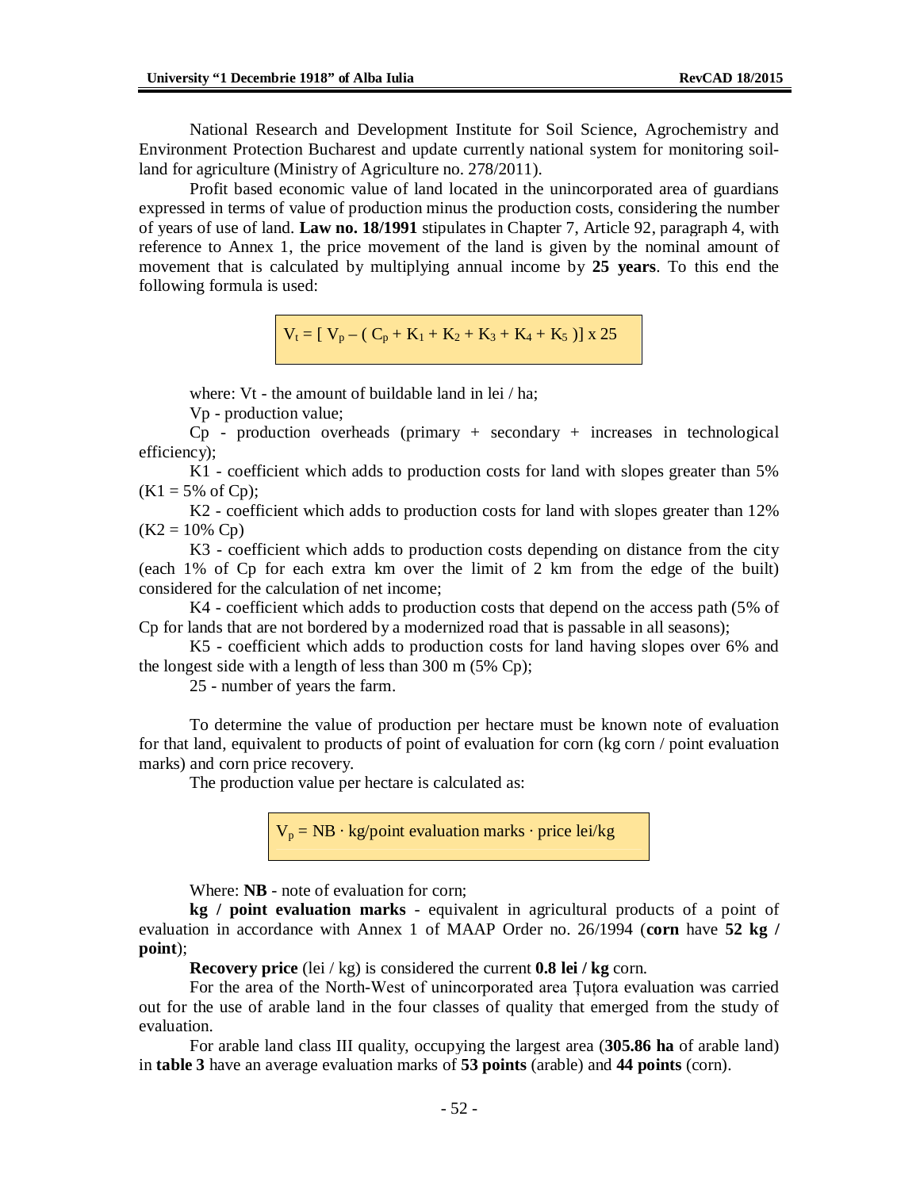National Research and Development Institute for Soil Science, Agrochemistry and Environment Protection Bucharest and update currently national system for monitoring soil-land for agriculture (Ministry of Agriculture no. 278/2011).

Profit based economic value of land located in the unincorporated area of guardians expressed in terms of value of production minus the production costs, considering the number of years of use of land. **Law no. 18/1991** stipulates in Chapter 7, Article 92, paragraph 4, with reference to Annex 1, the price movement of the land is given by the nominal amount of movement that is calculated by multiplying annual income by **25 years**. To this end the following formula is used:

$$V_t = [\ V_p - (\ C_p + K_1 + K_2 + K_3 + K_4 + K_5\ )] \times 25$$

where: Vt - the amount of buildable land in lei / ha;

Vp - production value;

Cp - production overheads (primary + secondary + increases in technological efficiency);

K1 - coefficient which adds to production costs for land with slopes greater than 5% (K1 = 5% of Cp);

K2 - coefficient which adds to production costs for land with slopes greater than 12% (K2 = 10% Cp)

K3 - coefficient which adds to production costs depending on distance from the city (each 1% of Cp for each extra km over the limit of 2 km from the edge of the built) considered for the calculation of net income;

K4 - coefficient which adds to production costs that depend on the access path (5% of Cp for lands that are not bordered by a modernized road that is passable in all seasons);

K5 - coefficient which adds to production costs for land having slopes over 6% and the longest side with a length of less than 300 m (5% Cp);

25 - number of years the farm.

To determine the value of production per hectare must be known note of evaluation for that land, equivalent to products of point of evaluation for corn (kg corn / point evaluation marks) and corn price recovery.

The production value per hectare is calculated as:

$$V_p = NB \cdot \text{kg/point evaluation marks} \cdot \text{price lei/kg}$$

Where: **NB** - note of evaluation for corn;

**kg / point evaluation marks** - equivalent in agricultural products of a point of evaluation in accordance with Annex 1 of MAAP Order no. 26/1994 (**corn** have **52 kg / point**);

**Recovery price** (lei / kg) is considered the current **0.8 lei / kg** corn.

For the area of the North-West of unincorporated area Țuțora evaluation was carried out for the use of arable land in the four classes of quality that emerged from the study of evaluation.

For arable land class III quality, occupying the largest area (**305.86 ha** of arable land) in **table 3** have an average evaluation marks of **53 points** (arable) and **44 points** (corn).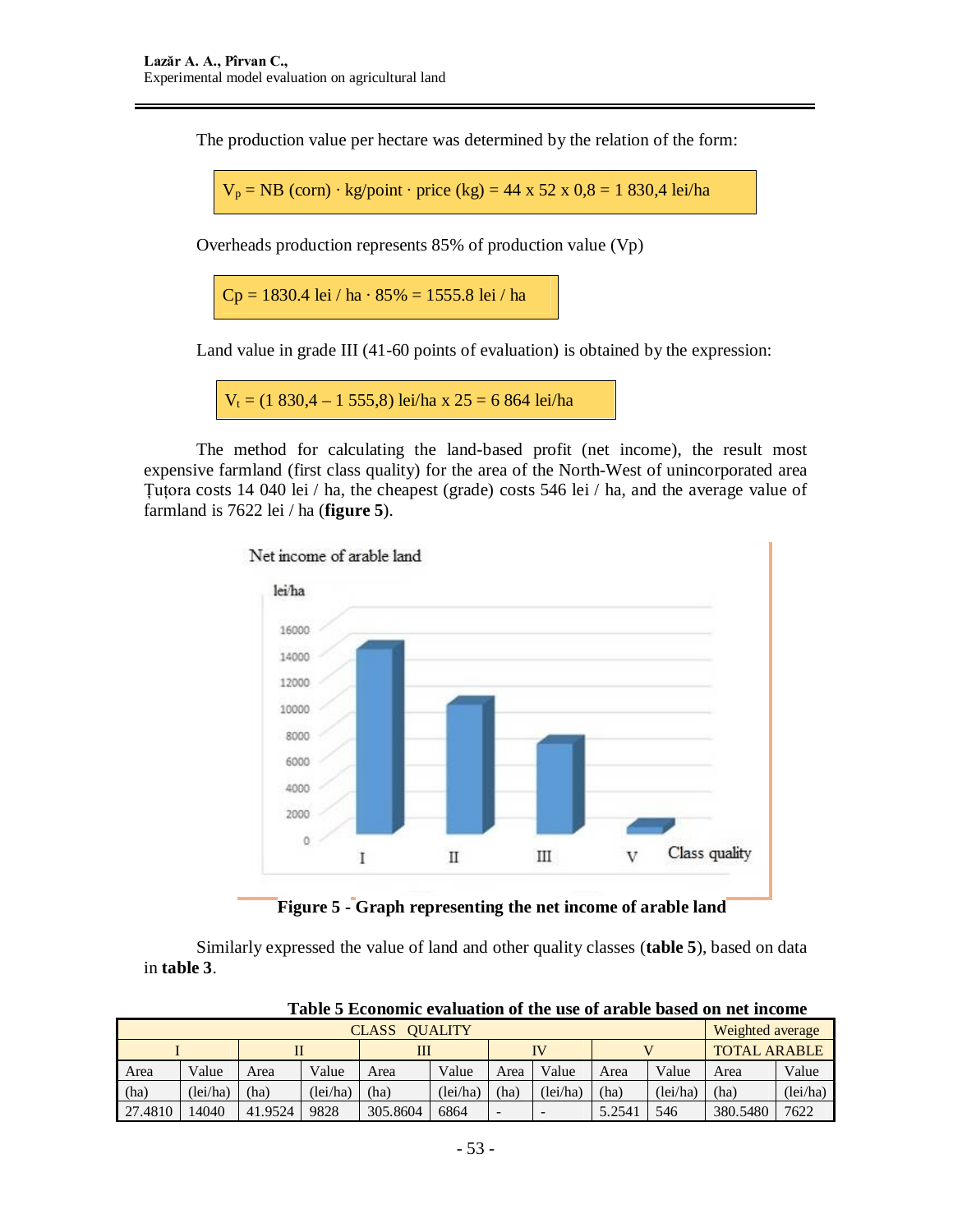The production value per hectare was determined by the relation of the form:

$$V_p = \text{NB (corn)} \cdot \text{kg/point} \cdot \text{price (kg)} = 44 \times 52 \times 0{,}8 = 1\,830{,}4 \text{ lei/ha}$$

Overheads production represents 85% of production value (Vp)

$$Cp = 1830.4 \text{ lei / ha} \cdot 85\% = 1555.8 \text{ lei / ha}$$

Land value in grade III (41-60 points of evaluation) is obtained by the expression:

$$V_t = (1\,830{,}4 - 1\,555{,}8) \text{ lei/ha} \times 25 = 6\,864 \text{ lei/ha}$$

The method for calculating the land-based profit (net income), the result most expensive farmland (first class quality) for the area of the North-West of unincorporated area Țuțora costs 14 040 lei / ha, the cheapest (grade) costs 546 lei / ha, and the average value of farmland is 7622 lei / ha (**figure 5**).

**Figure 5 - Graph representing the net income of arable land**

Similarly expressed the value of land and other quality classes (**table 5**), based on data in **table 3**.

**Table 5 Economic evaluation of the use of arable based on net income**

| CLASS QUALITY | | | | | | | | | | Weighted average | |
|---|---|---|---|---|---|---|---|---|---|---|---|
| I | | II | | III | | IV | | V | | TOTAL ARABLE | |
| Area (ha) | Value (lei/ha) | Area (ha) | Value (lei/ha) | Area (ha) | Value (lei/ha) | Area (ha) | Value (lei/ha) | Area (ha) | Value (lei/ha) | Area (ha) | Value (lei/ha) |
| 27.4810 | 14040 | 41.9524 | 9828 | 305.8604 | 6864 | - | - | 5.2541 | 546 | 380.5480 | 7622 |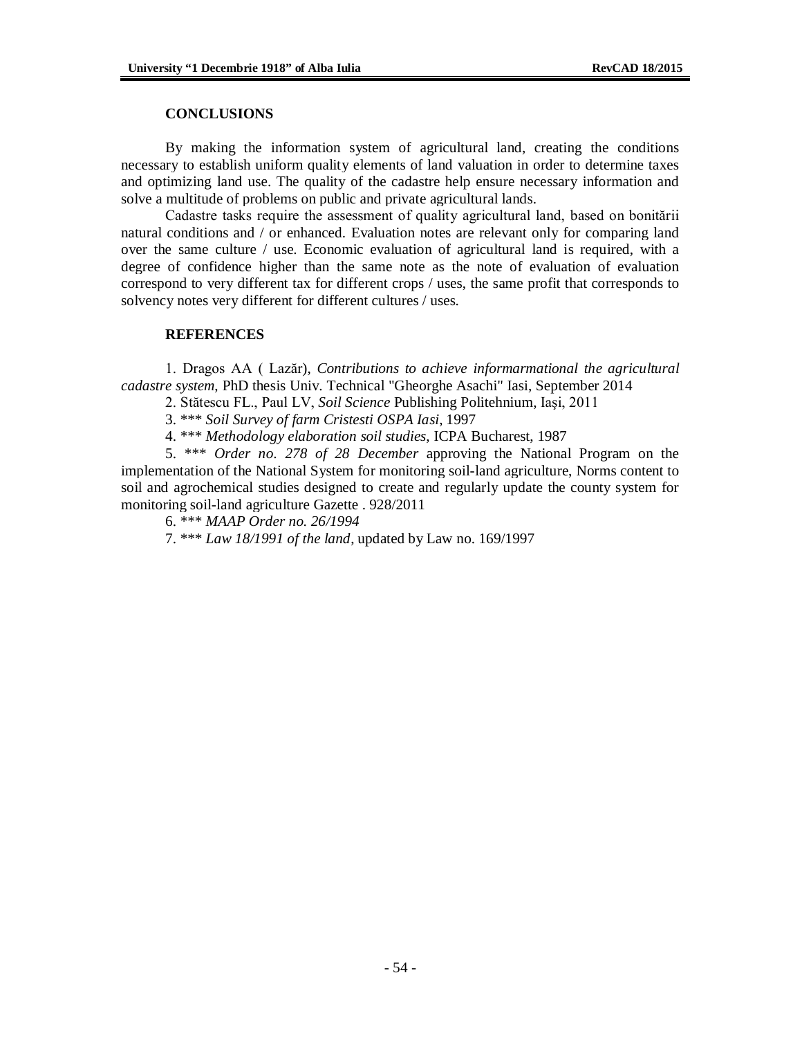## CONCLUSIONS

By making the information system of agricultural land, creating the conditions necessary to establish uniform quality elements of land valuation in order to determine taxes and optimizing land use. The quality of the cadastre help ensure necessary information and solve a multitude of problems on public and private agricultural lands.

Cadastre tasks require the assessment of quality agricultural land, based on bonitării natural conditions and / or enhanced. Evaluation notes are relevant only for comparing land over the same culture / use. Economic evaluation of agricultural land is required, with a degree of confidence higher than the same note as the note of evaluation of evaluation correspond to very different tax for different crops / uses, the same profit that corresponds to solvency notes very different for different cultures / uses.

## REFERENCES

1. Dragos AA ( Lazăr), *Contributions to achieve informarmational the agricultural cadastre system*, PhD thesis Univ. Technical "Gheorghe Asachi" Iasi, September 2014
2. Stătescu FL., Paul LV, *Soil Science* Publishing Politehnium, Iaşi, 2011
3. *** *Soil Survey of farm Cristesti OSPA Iasi*, 1997
4. *** *Methodology elaboration soil studies*, ICPA Bucharest, 1987
5. *** *Order no. 278 of 28 December* approving the National Program on the implementation of the National System for monitoring soil-land agriculture, Norms content to soil and agrochemical studies designed to create and regularly update the county system for monitoring soil-land agriculture Gazette . 928/2011
6. *** *MAAP Order no. 26/1994*
7. *** *Law 18/1991 of the land*, updated by Law no. 169/1997